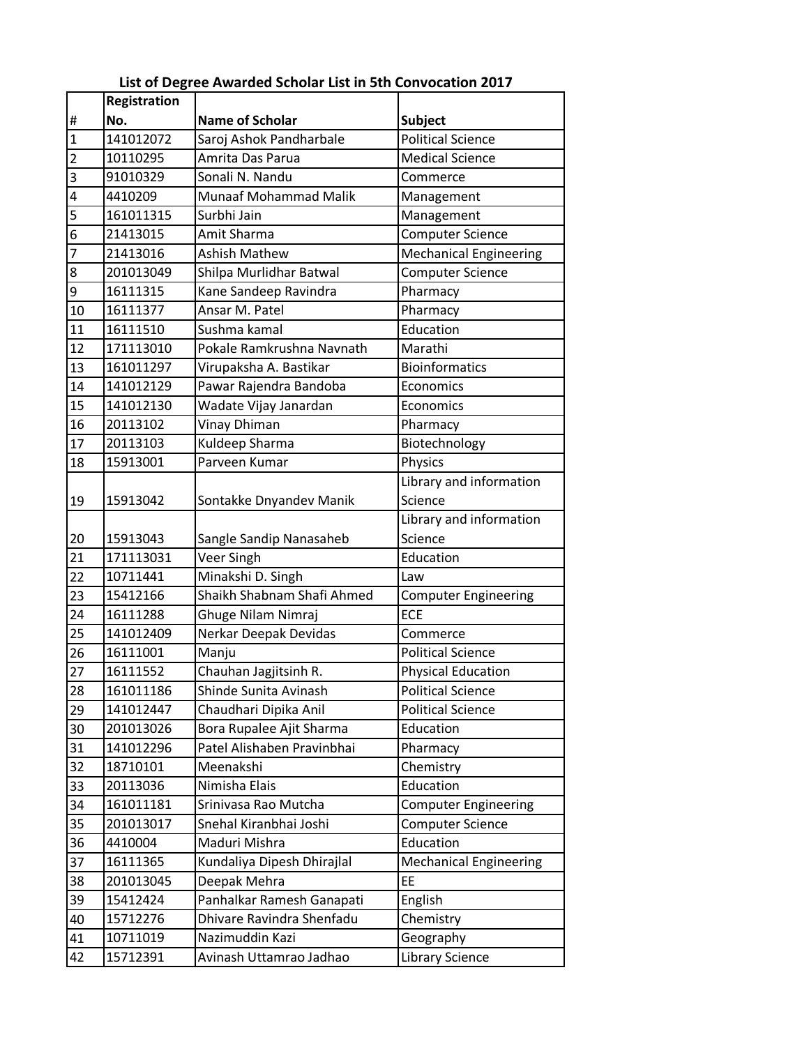# List of Degree Awarded Scholar List in 5th Convocation 2017

| # | Registration No. | Name of Scholar | Subject |
|---|---|---|---|
| 1 | 141012072 | Saroj Ashok Pandharbale | Political Science |
| 2 | 10110295 | Amrita Das Parua | Medical Science |
| 3 | 91010329 | Sonali N. Nandu | Commerce |
| 4 | 4410209 | Munaaf Mohammad Malik | Management |
| 5 | 161011315 | Surbhi Jain | Management |
| 6 | 21413015 | Amit Sharma | Computer Science |
| 7 | 21413016 | Ashish Mathew | Mechanical Engineering |
| 8 | 201013049 | Shilpa Murlidhar Batwal | Computer Science |
| 9 | 16111315 | Kane Sandeep Ravindra | Pharmacy |
| 10 | 16111377 | Ansar M. Patel | Pharmacy |
| 11 | 16111510 | Sushma kamal | Education |
| 12 | 171113010 | Pokale Ramkrushna Navnath | Marathi |
| 13 | 161011297 | Virupaksha A. Bastikar | Bioinformatics |
| 14 | 141012129 | Pawar Rajendra Bandoba | Economics |
| 15 | 141012130 | Wadate Vijay Janardan | Economics |
| 16 | 20113102 | Vinay Dhiman | Pharmacy |
| 17 | 20113103 | Kuldeep Sharma | Biotechnology |
| 18 | 15913001 | Parveen Kumar | Physics |
| 19 | 15913042 | Sontakke Dnyandev Manik | Library and information Science |
| 20 | 15913043 | Sangle Sandip Nanasaheb | Library and information Science |
| 21 | 171113031 | Veer Singh | Education |
| 22 | 10711441 | Minakshi D. Singh | Law |
| 23 | 15412166 | Shaikh Shabnam Shafi Ahmed | Computer Engineering |
| 24 | 16111288 | Ghuge Nilam Nimraj | ECE |
| 25 | 141012409 | Nerkar Deepak Devidas | Commerce |
| 26 | 16111001 | Manju | Political Science |
| 27 | 16111552 | Chauhan Jagjitsinh R. | Physical Education |
| 28 | 161011186 | Shinde Sunita Avinash | Political Science |
| 29 | 141012447 | Chaudhari Dipika Anil | Political Science |
| 30 | 201013026 | Bora Rupalee Ajit Sharma | Education |
| 31 | 141012296 | Patel Alishaben Pravinbhai | Pharmacy |
| 32 | 18710101 | Meenakshi | Chemistry |
| 33 | 20113036 | Nimisha Elais | Education |
| 34 | 161011181 | Srinivasa Rao Mutcha | Computer Engineering |
| 35 | 201013017 | Snehal Kiranbhai Joshi | Computer Science |
| 36 | 4410004 | Maduri Mishra | Education |
| 37 | 16111365 | Kundaliya Dipesh Dhirajlal | Mechanical Engineering |
| 38 | 201013045 | Deepak Mehra | EE |
| 39 | 15412424 | Panhalkar Ramesh Ganapati | English |
| 40 | 15712276 | Dhivare Ravindra Shenfadu | Chemistry |
| 41 | 10711019 | Nazimuddin Kazi | Geography |
| 42 | 15712391 | Avinash Uttamrao Jadhao | Library Science |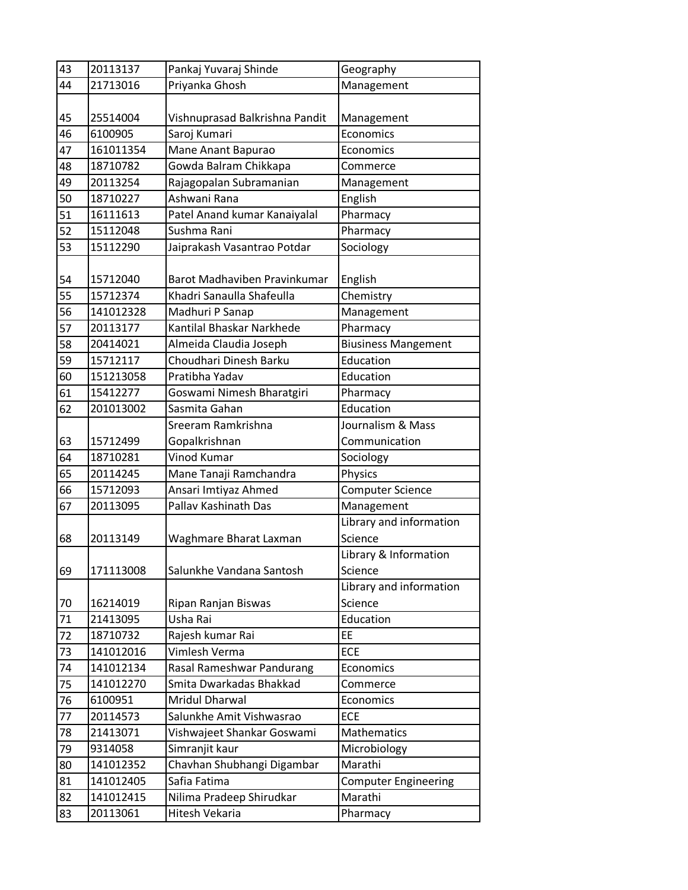| 43 | 20113137 | Pankaj Yuvaraj Shinde | Geography |
|---|---|---|---|
| 44 | 21713016 | Priyanka Ghosh | Management |
| 45 | 25514004 | Vishnuprasad Balkrishna Pandit | Management |
| 46 | 6100905 | Saroj Kumari | Economics |
| 47 | 161011354 | Mane Anant Bapurao | Economics |
| 48 | 18710782 | Gowda Balram Chikkapa | Commerce |
| 49 | 20113254 | Rajagopalan Subramanian | Management |
| 50 | 18710227 | Ashwani Rana | English |
| 51 | 16111613 | Patel Anand kumar Kanaiyalal | Pharmacy |
| 52 | 15112048 | Sushma Rani | Pharmacy |
| 53 | 15112290 | Jaiprakash Vasantrao Potdar | Sociology |
| 54 | 15712040 | Barot Madhaviben Pravinkumar | English |
| 55 | 15712374 | Khadri Sanaulla Shafeulla | Chemistry |
| 56 | 141012328 | Madhuri P Sanap | Management |
| 57 | 20113177 | Kantilal Bhaskar Narkhede | Pharmacy |
| 58 | 20414021 | Almeida Claudia Joseph | Biusiness Mangement |
| 59 | 15712117 | Choudhari Dinesh Barku | Education |
| 60 | 151213058 | Pratibha Yadav | Education |
| 61 | 15412277 | Goswami Nimesh Bharatgiri | Pharmacy |
| 62 | 201013002 | Sasmita Gahan | Education |
| 63 | 15712499 | Sreeram Ramkrishna Gopalkrishnan | Journalism & Mass Communication |
| 64 | 18710281 | Vinod Kumar | Sociology |
| 65 | 20114245 | Mane Tanaji Ramchandra | Physics |
| 66 | 15712093 | Ansari Imtiyaz Ahmed | Computer Science |
| 67 | 20113095 | Pallav Kashinath Das | Management |
| 68 | 20113149 | Waghmare Bharat Laxman | Library and information Science |
| 69 | 171113008 | Salunkhe Vandana Santosh | Library & Information Science |
| 70 | 16214019 | Ripan Ranjan Biswas | Library and information Science |
| 71 | 21413095 | Usha Rai | Education |
| 72 | 18710732 | Rajesh kumar Rai | EE |
| 73 | 141012016 | Vimlesh Verma | ECE |
| 74 | 141012134 | Rasal Rameshwar Pandurang | Economics |
| 75 | 141012270 | Smita Dwarkadas Bhakkad | Commerce |
| 76 | 6100951 | Mridul Dharwal | Economics |
| 77 | 20114573 | Salunkhe Amit Vishwasrao | ECE |
| 78 | 21413071 | Vishwajeet Shankar Goswami | Mathematics |
| 79 | 9314058 | Simranjit kaur | Microbiology |
| 80 | 141012352 | Chavhan Shubhangi Digambar | Marathi |
| 81 | 141012405 | Safia Fatima | Computer Engineering |
| 82 | 141012415 | Nilima Pradeep Shirudkar | Marathi |
| 83 | 20113061 | Hitesh Vekaria | Pharmacy |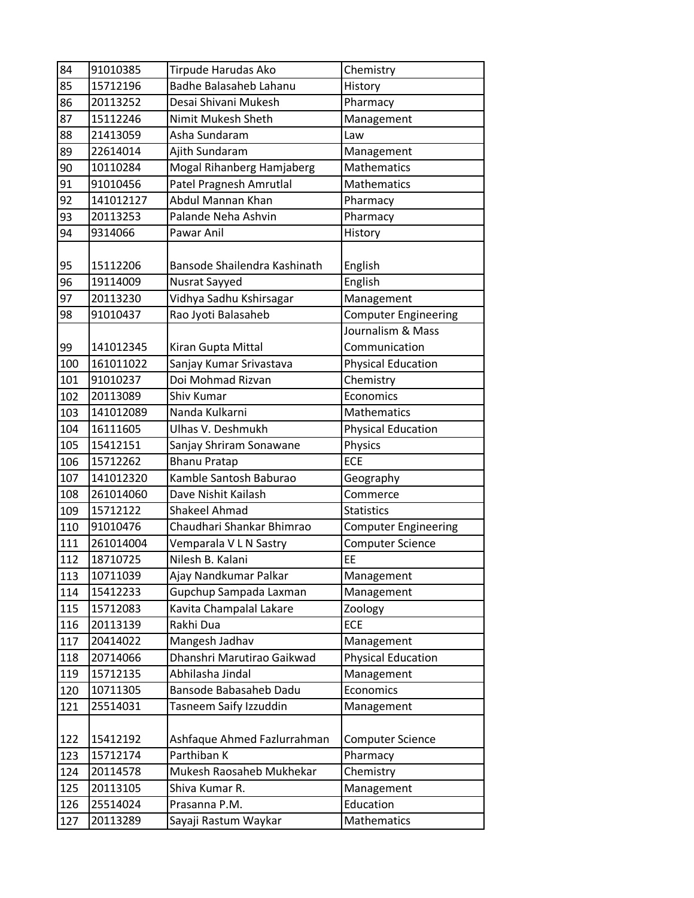| 84 | 91010385 | Tirpude Harudas Ako | Chemistry |
|---|---|---|---|
| 85 | 15712196 | Badhe Balasaheb Lahanu | History |
| 86 | 20113252 | Desai Shivani Mukesh | Pharmacy |
| 87 | 15112246 | Nimit Mukesh Sheth | Management |
| 88 | 21413059 | Asha Sundaram | Law |
| 89 | 22614014 | Ajith Sundaram | Management |
| 90 | 10110284 | Mogal Rihanberg Hamjaberg | Mathematics |
| 91 | 91010456 | Patel Pragnesh Amrutlal | Mathematics |
| 92 | 141012127 | Abdul Mannan Khan | Pharmacy |
| 93 | 20113253 | Palande Neha Ashvin | Pharmacy |
| 94 | 9314066 | Pawar Anil | History |
| 95 | 15112206 | Bansode Shailendra Kashinath | English |
| 96 | 19114009 | Nusrat Sayyed | English |
| 97 | 20113230 | Vidhya Sadhu Kshirsagar | Management |
| 98 | 91010437 | Rao Jyoti Balasaheb | Computer Engineering |
| 99 | 141012345 | Kiran Gupta Mittal | Journalism & Mass Communication |
| 100 | 161011022 | Sanjay Kumar Srivastava | Physical Education |
| 101 | 91010237 | Doi Mohmad Rizvan | Chemistry |
| 102 | 20113089 | Shiv Kumar | Economics |
| 103 | 141012089 | Nanda Kulkarni | Mathematics |
| 104 | 16111605 | Ulhas V. Deshmukh | Physical Education |
| 105 | 15412151 | Sanjay Shriram Sonawane | Physics |
| 106 | 15712262 | Bhanu Pratap | ECE |
| 107 | 141012320 | Kamble Santosh Baburao | Geography |
| 108 | 261014060 | Dave Nishit Kailash | Commerce |
| 109 | 15712122 | Shakeel Ahmad | Statistics |
| 110 | 91010476 | Chaudhari Shankar Bhimrao | Computer Engineering |
| 111 | 261014004 | Vemparala V L N Sastry | Computer Science |
| 112 | 18710725 | Nilesh B. Kalani | EE |
| 113 | 10711039 | Ajay Nandkumar Palkar | Management |
| 114 | 15412233 | Gupchup Sampada Laxman | Management |
| 115 | 15712083 | Kavita Champalal Lakare | Zoology |
| 116 | 20113139 | Rakhi Dua | ECE |
| 117 | 20414022 | Mangesh Jadhav | Management |
| 118 | 20714066 | Dhanshri Marutirao Gaikwad | Physical Education |
| 119 | 15712135 | Abhilasha Jindal | Management |
| 120 | 10711305 | Bansode Babasaheb Dadu | Economics |
| 121 | 25514031 | Tasneem Saify Izzuddin | Management |
| 122 | 15412192 | Ashfaque Ahmed Fazlurrahman | Computer Science |
| 123 | 15712174 | Parthiban K | Pharmacy |
| 124 | 20114578 | Mukesh Raosaheb Mukhekar | Chemistry |
| 125 | 20113105 | Shiva Kumar R. | Management |
| 126 | 25514024 | Prasanna P.M. | Education |
| 127 | 20113289 | Sayaji Rastum Waykar | Mathematics |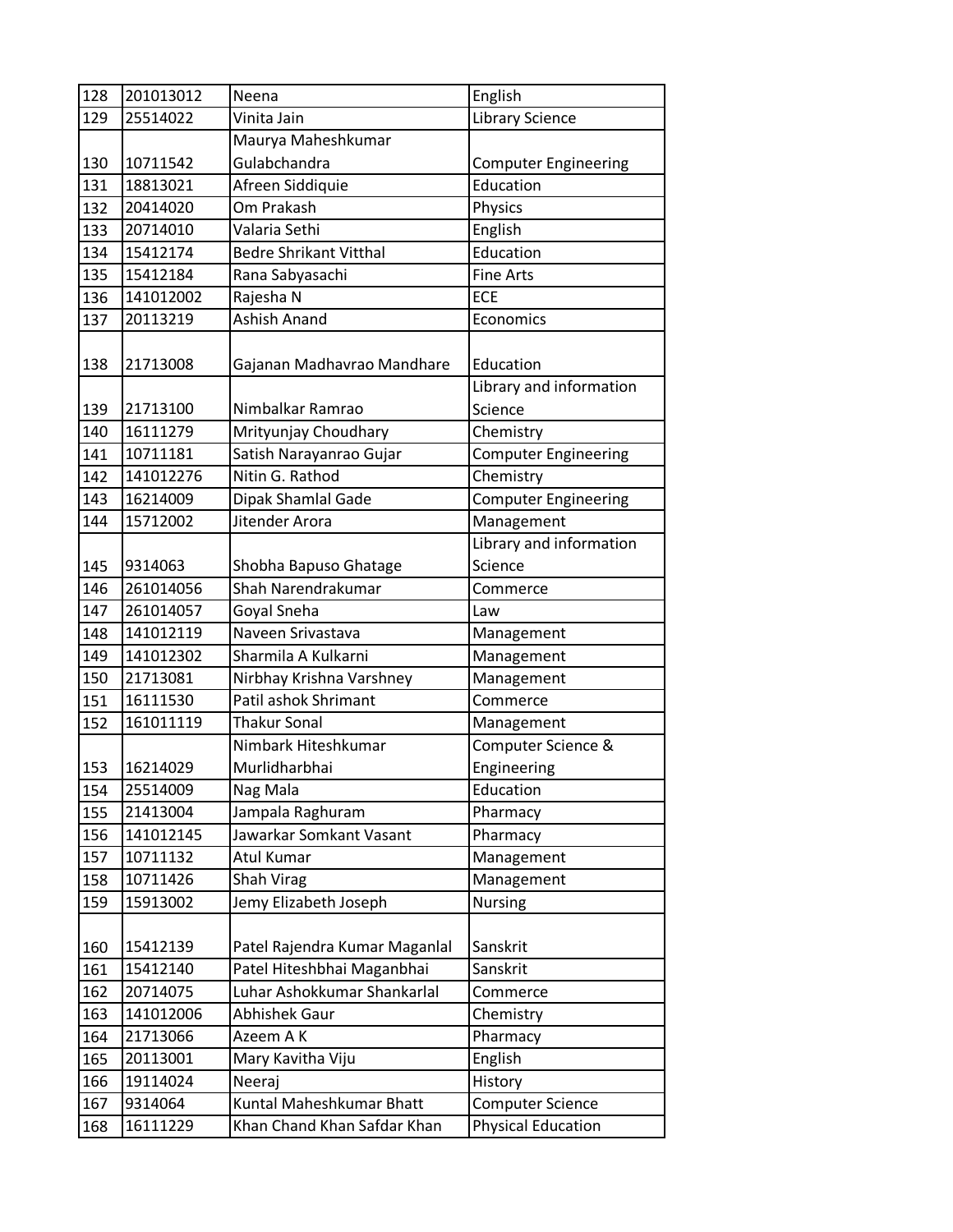| 128 | 201013012 | Neena | English |
|---|---|---|---|
| 129 | 25514022 | Vinita Jain | Library Science |
| 130 | 10711542 | Maurya Maheshkumar Gulabchandra | Computer Engineering |
| 131 | 18813021 | Afreen Siddiquie | Education |
| 132 | 20414020 | Om Prakash | Physics |
| 133 | 20714010 | Valaria Sethi | English |
| 134 | 15412174 | Bedre Shrikant Vitthal | Education |
| 135 | 15412184 | Rana Sabyasachi | Fine Arts |
| 136 | 141012002 | Rajesha N | ECE |
| 137 | 20113219 | Ashish Anand | Economics |
| 138 | 21713008 | Gajanan Madhavrao Mandhare | Education |
| 139 | 21713100 | Nimbalkar Ramrao | Library and information Science |
| 140 | 16111279 | Mrityunjay Choudhary | Chemistry |
| 141 | 10711181 | Satish Narayanrao Gujar | Computer Engineering |
| 142 | 141012276 | Nitin G. Rathod | Chemistry |
| 143 | 16214009 | Dipak Shamlal Gade | Computer Engineering |
| 144 | 15712002 | Jitender Arora | Management |
| 145 | 9314063 | Shobha Bapuso Ghatage | Library and information Science |
| 146 | 261014056 | Shah Narendrakumar | Commerce |
| 147 | 261014057 | Goyal Sneha | Law |
| 148 | 141012119 | Naveen Srivastava | Management |
| 149 | 141012302 | Sharmila A Kulkarni | Management |
| 150 | 21713081 | Nirbhay Krishna Varshney | Management |
| 151 | 16111530 | Patil ashok Shrimant | Commerce |
| 152 | 161011119 | Thakur Sonal | Management |
| 153 | 16214029 | Nimbark Hiteshkumar Murlidharbhai | Computer Science & Engineering |
| 154 | 25514009 | Nag Mala | Education |
| 155 | 21413004 | Jampala Raghuram | Pharmacy |
| 156 | 141012145 | Jawarkar Somkant Vasant | Pharmacy |
| 157 | 10711132 | Atul Kumar | Management |
| 158 | 10711426 | Shah Virag | Management |
| 159 | 15913002 | Jemy Elizabeth Joseph | Nursing |
| 160 | 15412139 | Patel Rajendra Kumar Maganlal | Sanskrit |
| 161 | 15412140 | Patel Hiteshbhai Maganbhai | Sanskrit |
| 162 | 20714075 | Luhar Ashokkumar Shankarlal | Commerce |
| 163 | 141012006 | Abhishek Gaur | Chemistry |
| 164 | 21713066 | Azeem A K | Pharmacy |
| 165 | 20113001 | Mary Kavitha Viju | English |
| 166 | 19114024 | Neeraj | History |
| 167 | 9314064 | Kuntal Maheshkumar Bhatt | Computer Science |
| 168 | 16111229 | Khan Chand Khan Safdar Khan | Physical Education |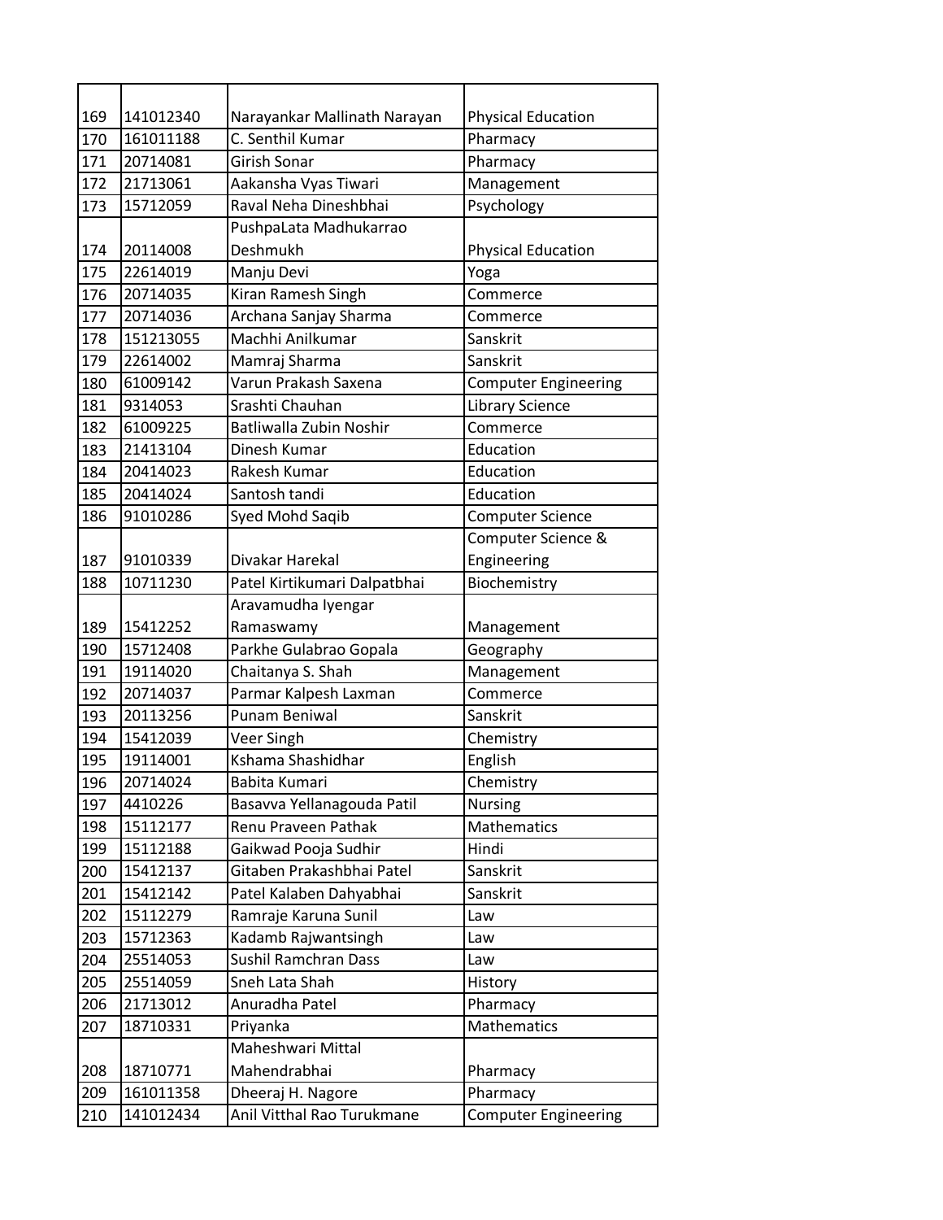| | | | |
|---|---|---|---|
| 169 | 141012340 | Narayankar Mallinath Narayan | Physical Education |
| 170 | 161011188 | C. Senthil Kumar | Pharmacy |
| 171 | 20714081 | Girish Sonar | Pharmacy |
| 172 | 21713061 | Aakansha Vyas Tiwari | Management |
| 173 | 15712059 | Raval Neha Dineshbhai | Psychology |
| 174 | 20114008 | PushpaLata Madhukarrao Deshmukh | Physical Education |
| 175 | 22614019 | Manju Devi | Yoga |
| 176 | 20714035 | Kiran Ramesh Singh | Commerce |
| 177 | 20714036 | Archana Sanjay Sharma | Commerce |
| 178 | 151213055 | Machhi Anilkumar | Sanskrit |
| 179 | 22614002 | Mamraj Sharma | Sanskrit |
| 180 | 61009142 | Varun Prakash Saxena | Computer Engineering |
| 181 | 9314053 | Srashti Chauhan | Library Science |
| 182 | 61009225 | Batliwalla Zubin Noshir | Commerce |
| 183 | 21413104 | Dinesh Kumar | Education |
| 184 | 20414023 | Rakesh Kumar | Education |
| 185 | 20414024 | Santosh tandi | Education |
| 186 | 91010286 | Syed Mohd Saqib | Computer Science |
| 187 | 91010339 | Divakar Harekal | Computer Science & Engineering |
| 188 | 10711230 | Patel Kirtikumari Dalpatbhai | Biochemistry |
| 189 | 15412252 | Aravamudha Iyengar Ramaswamy | Management |
| 190 | 15712408 | Parkhe Gulabrao Gopala | Geography |
| 191 | 19114020 | Chaitanya S. Shah | Management |
| 192 | 20714037 | Parmar Kalpesh Laxman | Commerce |
| 193 | 20113256 | Punam Beniwal | Sanskrit |
| 194 | 15412039 | Veer Singh | Chemistry |
| 195 | 19114001 | Kshama Shashidhar | English |
| 196 | 20714024 | Babita Kumari | Chemistry |
| 197 | 4410226 | Basavva Yellanagouda Patil | Nursing |
| 198 | 15112177 | Renu Praveen Pathak | Mathematics |
| 199 | 15112188 | Gaikwad Pooja Sudhir | Hindi |
| 200 | 15412137 | Gitaben Prakashbhai Patel | Sanskrit |
| 201 | 15412142 | Patel Kalaben Dahyabhai | Sanskrit |
| 202 | 15112279 | Ramraje Karuna Sunil | Law |
| 203 | 15712363 | Kadamb Rajwantsingh | Law |
| 204 | 25514053 | Sushil Ramchran Dass | Law |
| 205 | 25514059 | Sneh Lata Shah | History |
| 206 | 21713012 | Anuradha Patel | Pharmacy |
| 207 | 18710331 | Priyanka | Mathematics |
| 208 | 18710771 | Maheshwari Mittal Mahendrabhai | Pharmacy |
| 209 | 161011358 | Dheeraj H. Nagore | Pharmacy |
| 210 | 141012434 | Anil Vitthal Rao Turukmane | Computer Engineering |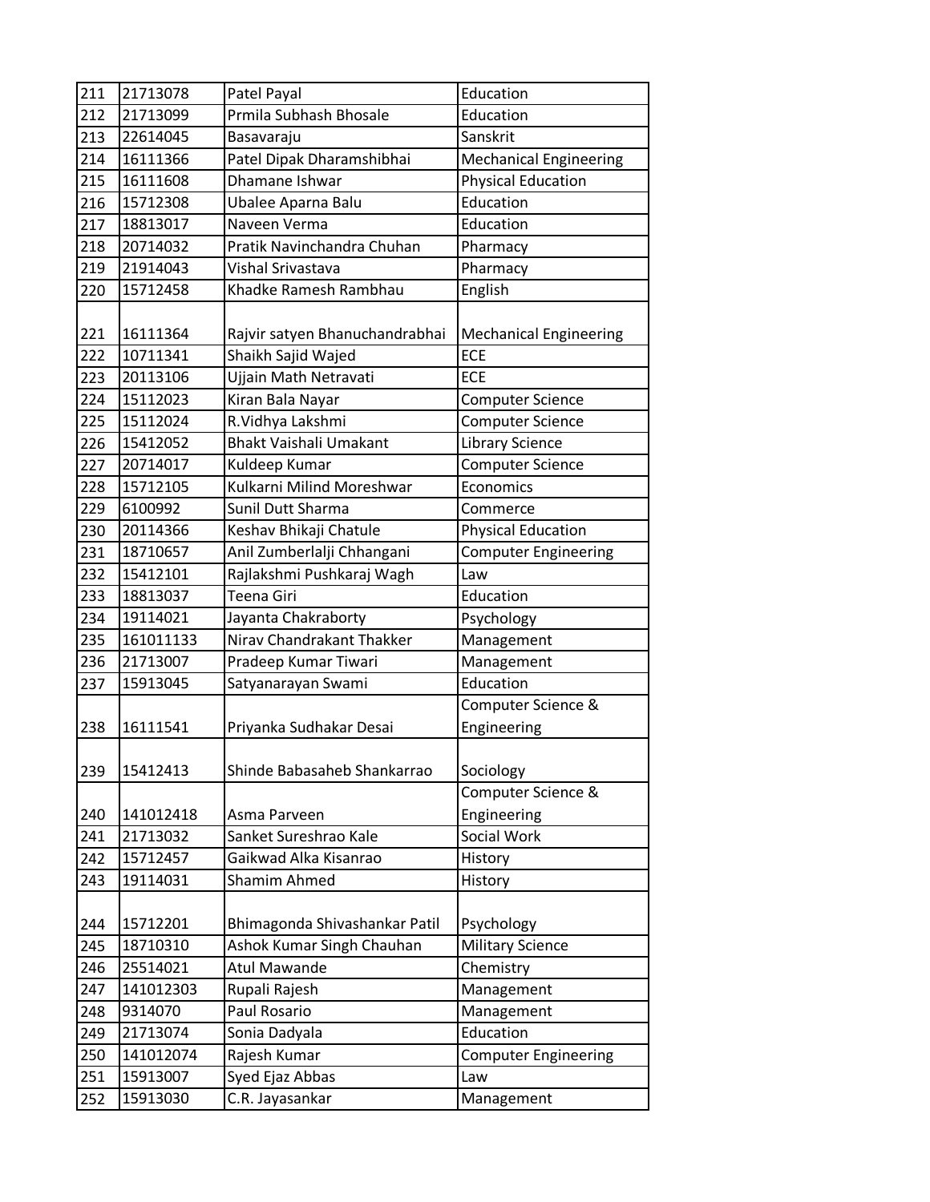| 211 | 21713078 | Patel Payal | Education |
|---|---|---|---|
| 212 | 21713099 | Prmila Subhash Bhosale | Education |
| 213 | 22614045 | Basavaraju | Sanskrit |
| 214 | 16111366 | Patel Dipak Dharamshibhai | Mechanical Engineering |
| 215 | 16111608 | Dhamane Ishwar | Physical Education |
| 216 | 15712308 | Ubalee Aparna Balu | Education |
| 217 | 18813017 | Naveen Verma | Education |
| 218 | 20714032 | Pratik Navinchandra Chuhan | Pharmacy |
| 219 | 21914043 | Vishal Srivastava | Pharmacy |
| 220 | 15712458 | Khadke Ramesh Rambhau | English |
| 221 | 16111364 | Rajvir satyen Bhanuchandrabhai | Mechanical Engineering |
| 222 | 10711341 | Shaikh Sajid Wajed | ECE |
| 223 | 20113106 | Ujjain Math Netravati | ECE |
| 224 | 15112023 | Kiran Bala Nayar | Computer Science |
| 225 | 15112024 | R.Vidhya Lakshmi | Computer Science |
| 226 | 15412052 | Bhakt Vaishali Umakant | Library Science |
| 227 | 20714017 | Kuldeep Kumar | Computer Science |
| 228 | 15712105 | Kulkarni Milind Moreshwar | Economics |
| 229 | 6100992 | Sunil Dutt Sharma | Commerce |
| 230 | 20114366 | Keshav Bhikaji Chatule | Physical Education |
| 231 | 18710657 | Anil Zumberlalji Chhangani | Computer Engineering |
| 232 | 15412101 | Rajlakshmi Pushkaraj Wagh | Law |
| 233 | 18813037 | Teena Giri | Education |
| 234 | 19114021 | Jayanta Chakraborty | Psychology |
| 235 | 161011133 | Nirav Chandrakant Thakker | Management |
| 236 | 21713007 | Pradeep Kumar Tiwari | Management |
| 237 | 15913045 | Satyanarayan Swami | Education |
| 238 | 16111541 | Priyanka Sudhakar Desai | Computer Science & Engineering |
| 239 | 15412413 | Shinde Babasaheb Shankarrao | Sociology |
| 240 | 141012418 | Asma Parveen | Computer Science & Engineering |
| 241 | 21713032 | Sanket Sureshrao Kale | Social Work |
| 242 | 15712457 | Gaikwad Alka Kisanrao | History |
| 243 | 19114031 | Shamim Ahmed | History |
| 244 | 15712201 | Bhimagonda Shivashankar Patil | Psychology |
| 245 | 18710310 | Ashok Kumar Singh Chauhan | Military Science |
| 246 | 25514021 | Atul Mawande | Chemistry |
| 247 | 141012303 | Rupali Rajesh | Management |
| 248 | 9314070 | Paul Rosario | Management |
| 249 | 21713074 | Sonia Dadyala | Education |
| 250 | 141012074 | Rajesh Kumar | Computer Engineering |
| 251 | 15913007 | Syed Ejaz Abbas | Law |
| 252 | 15913030 | C.R. Jayasankar | Management |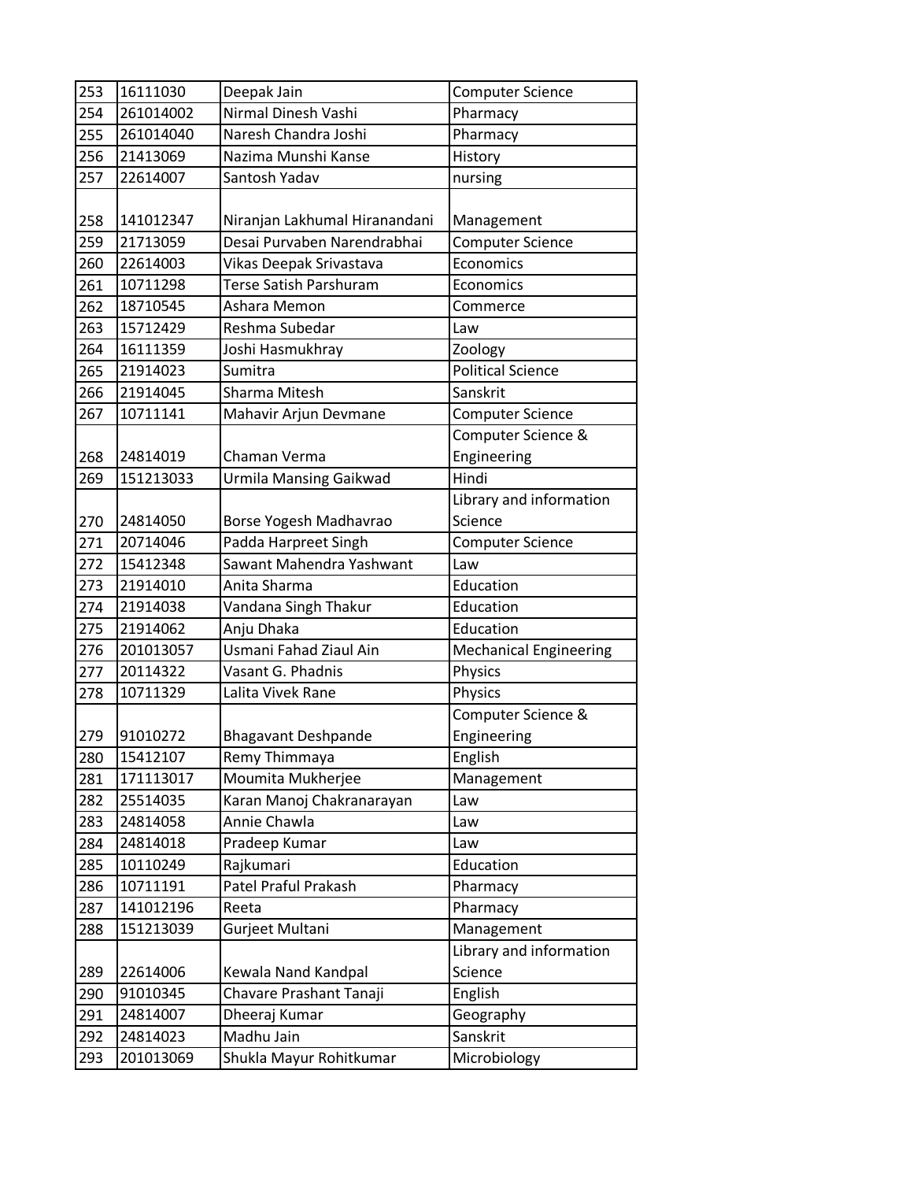| 253 | 16111030 | Deepak Jain | Computer Science |
|---|---|---|---|
| 254 | 261014002 | Nirmal Dinesh Vashi | Pharmacy |
| 255 | 261014040 | Naresh Chandra Joshi | Pharmacy |
| 256 | 21413069 | Nazima Munshi Kanse | History |
| 257 | 22614007 | Santosh Yadav | nursing |
| 258 | 141012347 | Niranjan Lakhumal Hiranandani | Management |
| 259 | 21713059 | Desai Purvaben Narendrabhai | Computer Science |
| 260 | 22614003 | Vikas Deepak Srivastava | Economics |
| 261 | 10711298 | Terse Satish Parshuram | Economics |
| 262 | 18710545 | Ashara Memon | Commerce |
| 263 | 15712429 | Reshma Subedar | Law |
| 264 | 16111359 | Joshi Hasmukhray | Zoology |
| 265 | 21914023 | Sumitra | Political Science |
| 266 | 21914045 | Sharma Mitesh | Sanskrit |
| 267 | 10711141 | Mahavir Arjun Devmane | Computer Science |
| 268 | 24814019 | Chaman Verma | Computer Science & Engineering |
| 269 | 151213033 | Urmila Mansing Gaikwad | Hindi |
| 270 | 24814050 | Borse Yogesh Madhavrao | Library and information Science |
| 271 | 20714046 | Padda Harpreet Singh | Computer Science |
| 272 | 15412348 | Sawant Mahendra Yashwant | Law |
| 273 | 21914010 | Anita Sharma | Education |
| 274 | 21914038 | Vandana Singh Thakur | Education |
| 275 | 21914062 | Anju Dhaka | Education |
| 276 | 201013057 | Usmani Fahad Ziaul Ain | Mechanical Engineering |
| 277 | 20114322 | Vasant G. Phadnis | Physics |
| 278 | 10711329 | Lalita Vivek Rane | Physics |
| 279 | 91010272 | Bhagavant Deshpande | Computer Science & Engineering |
| 280 | 15412107 | Remy Thimmaya | English |
| 281 | 171113017 | Moumita Mukherjee | Management |
| 282 | 25514035 | Karan Manoj Chakranarayan | Law |
| 283 | 24814058 | Annie Chawla | Law |
| 284 | 24814018 | Pradeep Kumar | Law |
| 285 | 10110249 | Rajkumari | Education |
| 286 | 10711191 | Patel Praful Prakash | Pharmacy |
| 287 | 141012196 | Reeta | Pharmacy |
| 288 | 151213039 | Gurjeet Multani | Management |
| 289 | 22614006 | Kewala Nand Kandpal | Library and information Science |
| 290 | 91010345 | Chavare Prashant Tanaji | English |
| 291 | 24814007 | Dheeraj Kumar | Geography |
| 292 | 24814023 | Madhu Jain | Sanskrit |
| 293 | 201013069 | Shukla Mayur Rohitkumar | Microbiology |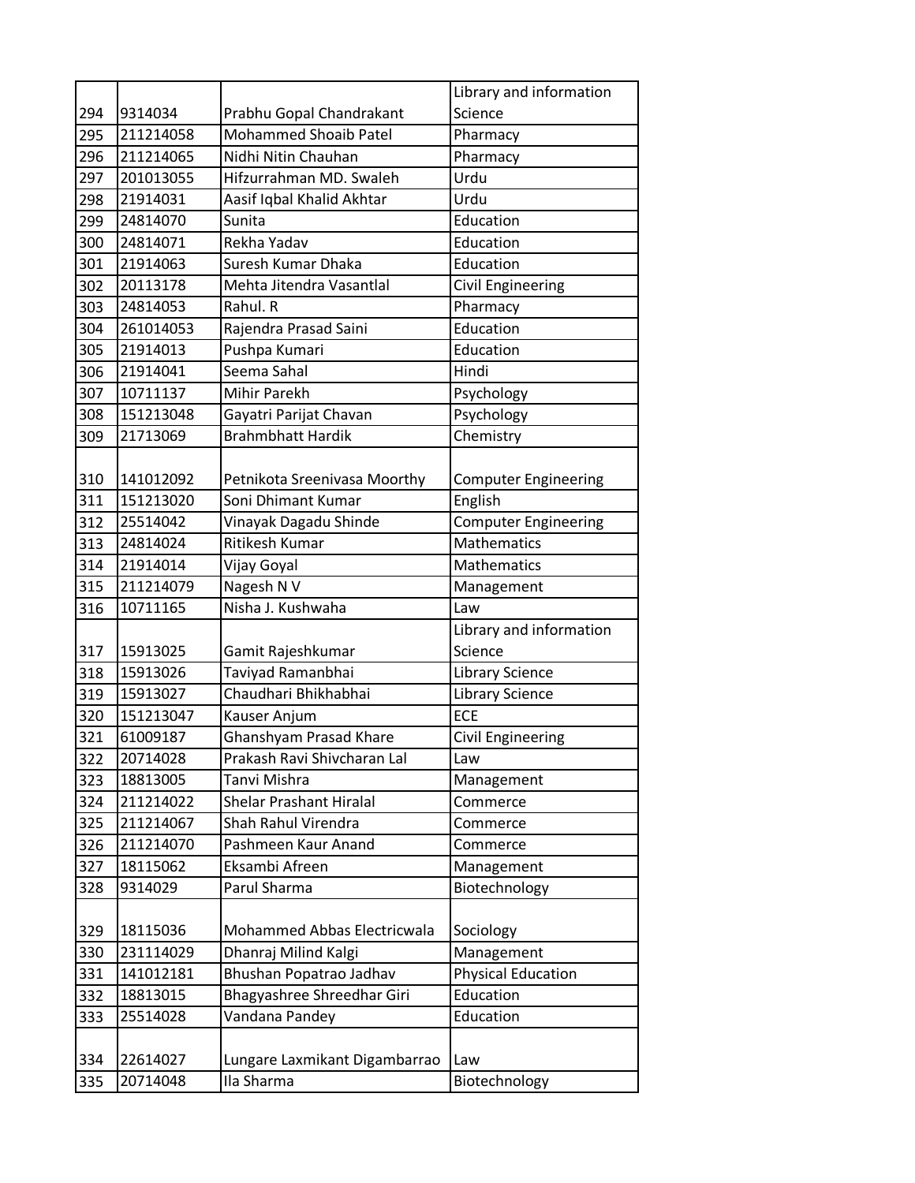| | | | |
|---|---|---|---|
| 294 | 9314034 | Prabhu Gopal Chandrakant | Library and information Science |
| 295 | 211214058 | Mohammed Shoaib Patel | Pharmacy |
| 296 | 211214065 | Nidhi Nitin Chauhan | Pharmacy |
| 297 | 201013055 | Hifzurrahman MD. Swaleh | Urdu |
| 298 | 21914031 | Aasif Iqbal Khalid Akhtar | Urdu |
| 299 | 24814070 | Sunita | Education |
| 300 | 24814071 | Rekha Yadav | Education |
| 301 | 21914063 | Suresh Kumar Dhaka | Education |
| 302 | 20113178 | Mehta Jitendra Vasantlal | Civil Engineering |
| 303 | 24814053 | Rahul. R | Pharmacy |
| 304 | 261014053 | Rajendra Prasad Saini | Education |
| 305 | 21914013 | Pushpa Kumari | Education |
| 306 | 21914041 | Seema Sahal | Hindi |
| 307 | 10711137 | Mihir Parekh | Psychology |
| 308 | 151213048 | Gayatri Parijat Chavan | Psychology |
| 309 | 21713069 | Brahmbhatt Hardik | Chemistry |
| 310 | 141012092 | Petnikota Sreenivasa Moorthy | Computer Engineering |
| 311 | 151213020 | Soni Dhimant Kumar | English |
| 312 | 25514042 | Vinayak Dagadu Shinde | Computer Engineering |
| 313 | 24814024 | Ritikesh Kumar | Mathematics |
| 314 | 21914014 | Vijay Goyal | Mathematics |
| 315 | 211214079 | Nagesh N V | Management |
| 316 | 10711165 | Nisha J. Kushwaha | Law |
| 317 | 15913025 | Gamit Rajeshkumar | Library and information Science |
| 318 | 15913026 | Taviyad Ramanbhai | Library Science |
| 319 | 15913027 | Chaudhari Bhikhabhai | Library Science |
| 320 | 151213047 | Kauser Anjum | ECE |
| 321 | 61009187 | Ghanshyam Prasad Khare | Civil Engineering |
| 322 | 20714028 | Prakash Ravi Shivcharan Lal | Law |
| 323 | 18813005 | Tanvi Mishra | Management |
| 324 | 211214022 | Shelar Prashant Hiralal | Commerce |
| 325 | 211214067 | Shah Rahul Virendra | Commerce |
| 326 | 211214070 | Pashmeen Kaur Anand | Commerce |
| 327 | 18115062 | Eksambi Afreen | Management |
| 328 | 9314029 | Parul Sharma | Biotechnology |
| 329 | 18115036 | Mohammed Abbas Electricwala | Sociology |
| 330 | 231114029 | Dhanraj Milind Kalgi | Management |
| 331 | 141012181 | Bhushan Popatrao Jadhav | Physical Education |
| 332 | 18813015 | Bhagyashree Shreedhar Giri | Education |
| 333 | 25514028 | Vandana Pandey | Education |
| 334 | 22614027 | Lungare Laxmikant Digambarrao | Law |
| 335 | 20714048 | Ila Sharma | Biotechnology |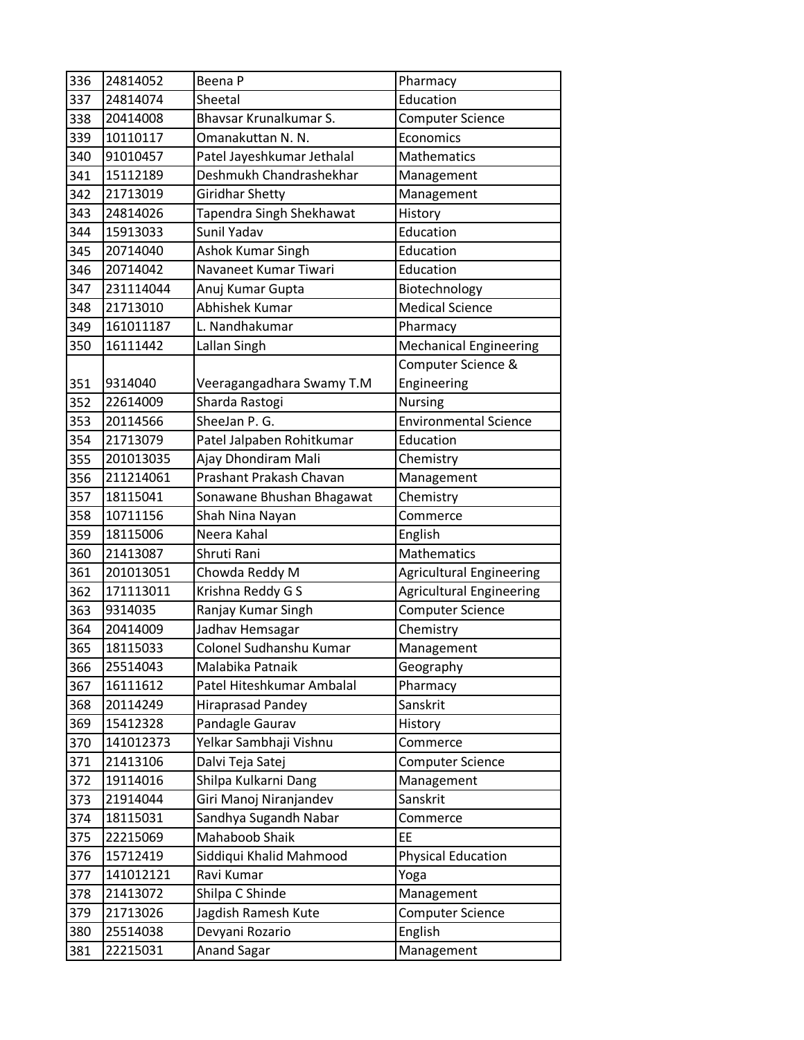| 336 | 24814052 | Beena P | Pharmacy |
|---|---|---|---|
| 337 | 24814074 | Sheetal | Education |
| 338 | 20414008 | Bhavsar Krunalkumar S. | Computer Science |
| 339 | 10110117 | Omanakuttan N. N. | Economics |
| 340 | 91010457 | Patel Jayeshkumar Jethalal | Mathematics |
| 341 | 15112189 | Deshmukh Chandrashekhar | Management |
| 342 | 21713019 | Giridhar Shetty | Management |
| 343 | 24814026 | Tapendra Singh Shekhawat | History |
| 344 | 15913033 | Sunil Yadav | Education |
| 345 | 20714040 | Ashok Kumar Singh | Education |
| 346 | 20714042 | Navaneet Kumar Tiwari | Education |
| 347 | 231114044 | Anuj Kumar Gupta | Biotechnology |
| 348 | 21713010 | Abhishek Kumar | Medical Science |
| 349 | 161011187 | L. Nandhakumar | Pharmacy |
| 350 | 16111442 | Lallan Singh | Mechanical Engineering |
| 351 | 9314040 | Veeragangadhara Swamy T.M | Computer Science & Engineering |
| 352 | 22614009 | Sharda Rastogi | Nursing |
| 353 | 20114566 | SheeJan P. G. | Environmental Science |
| 354 | 21713079 | Patel Jalpaben Rohitkumar | Education |
| 355 | 201013035 | Ajay Dhondiram Mali | Chemistry |
| 356 | 211214061 | Prashant Prakash Chavan | Management |
| 357 | 18115041 | Sonawane Bhushan Bhagawat | Chemistry |
| 358 | 10711156 | Shah Nina Nayan | Commerce |
| 359 | 18115006 | Neera Kahal | English |
| 360 | 21413087 | Shruti Rani | Mathematics |
| 361 | 201013051 | Chowda Reddy M | Agricultural Engineering |
| 362 | 171113011 | Krishna Reddy G S | Agricultural Engineering |
| 363 | 9314035 | Ranjay Kumar Singh | Computer Science |
| 364 | 20414009 | Jadhav Hemsagar | Chemistry |
| 365 | 18115033 | Colonel Sudhanshu Kumar | Management |
| 366 | 25514043 | Malabika Patnaik | Geography |
| 367 | 16111612 | Patel Hiteshkumar Ambalal | Pharmacy |
| 368 | 20114249 | Hiraprasad Pandey | Sanskrit |
| 369 | 15412328 | Pandagle Gaurav | History |
| 370 | 141012373 | Yelkar Sambhaji Vishnu | Commerce |
| 371 | 21413106 | Dalvi Teja Satej | Computer Science |
| 372 | 19114016 | Shilpa Kulkarni Dang | Management |
| 373 | 21914044 | Giri Manoj Niranjandev | Sanskrit |
| 374 | 18115031 | Sandhya Sugandh Nabar | Commerce |
| 375 | 22215069 | Mahaboob Shaik | EE |
| 376 | 15712419 | Siddiqui Khalid Mahmood | Physical Education |
| 377 | 141012121 | Ravi Kumar | Yoga |
| 378 | 21413072 | Shilpa C Shinde | Management |
| 379 | 21713026 | Jagdish Ramesh Kute | Computer Science |
| 380 | 25514038 | Devyani Rozario | English |
| 381 | 22215031 | Anand Sagar | Management |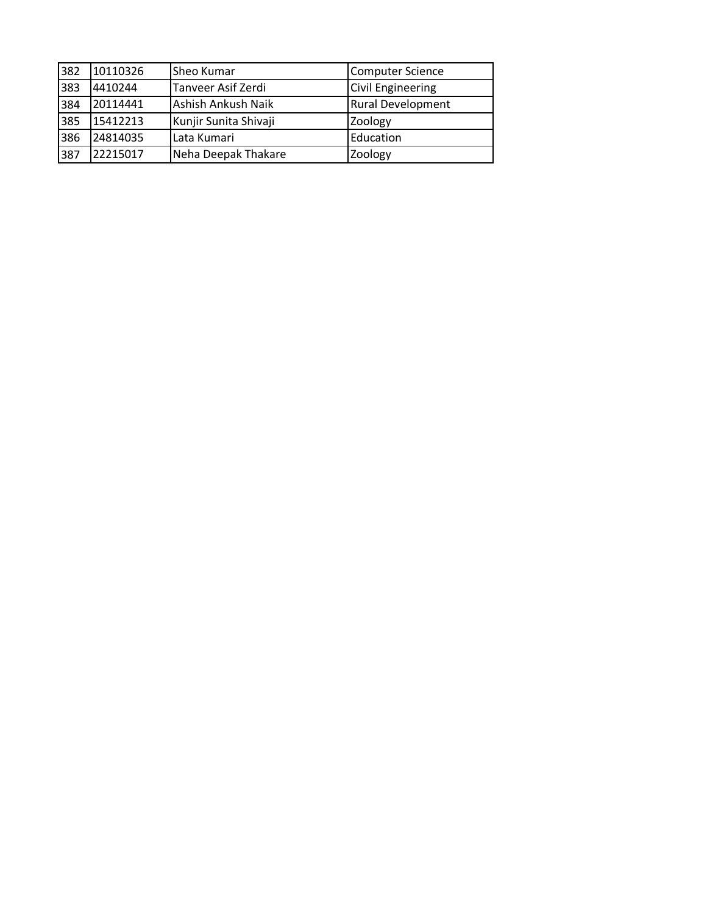| | | | |
|---|---|---|---|
| 382 | 10110326 | Sheo Kumar | Computer Science |
| 383 | 4410244 | Tanveer Asif Zerdi | Civil Engineering |
| 384 | 20114441 | Ashish Ankush Naik | Rural Development |
| 385 | 15412213 | Kunjir Sunita Shivaji | Zoology |
| 386 | 24814035 | Lata Kumari | Education |
| 387 | 22215017 | Neha Deepak Thakare | Zoology |